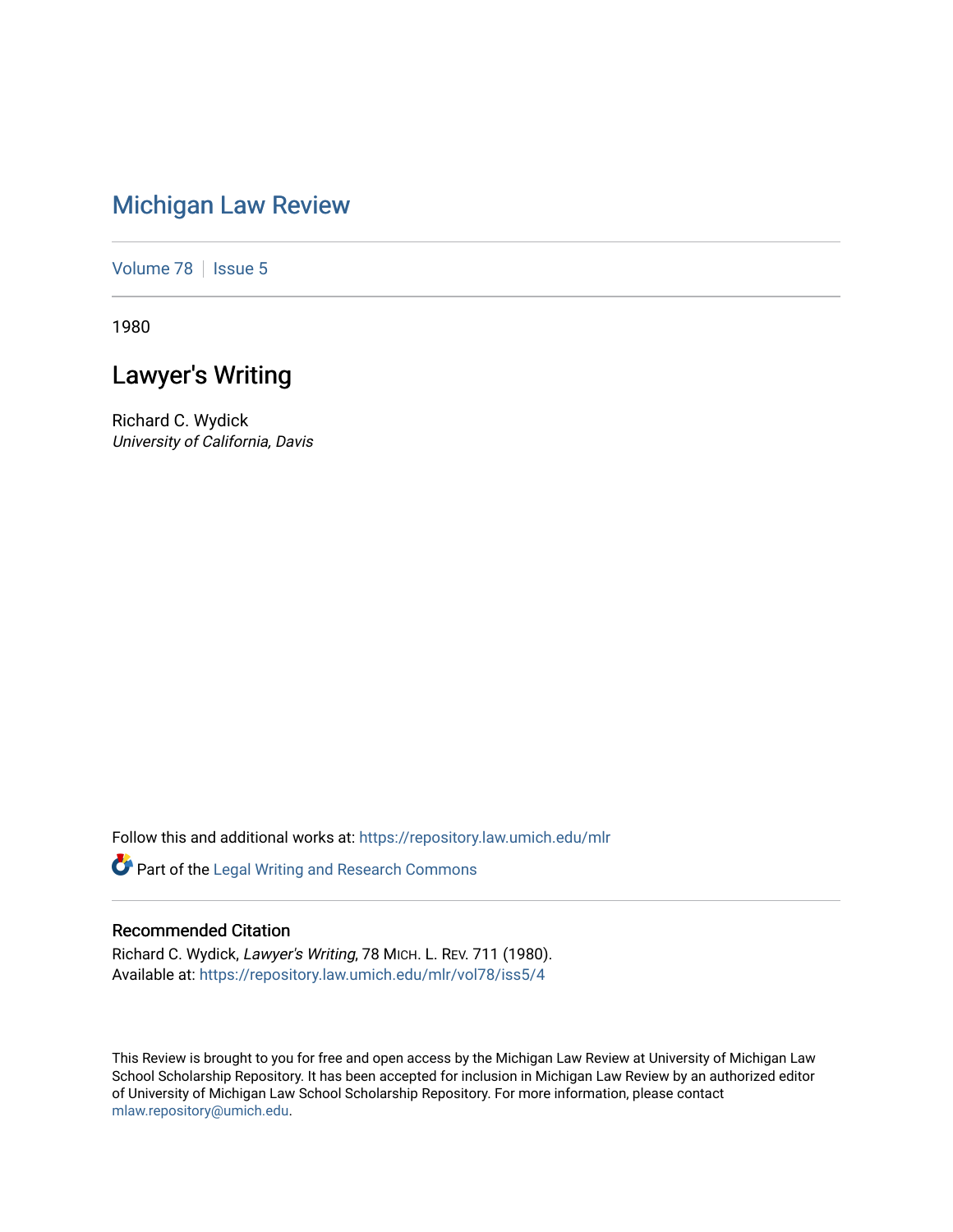# Michigan Law Review

Volume 78 | Issue 5

1980

## Lawyer's Writing

Richard C. Wydick
*University of California, Davis*

Follow this and additional works at: https://repository.law.umich.edu/mlr

Part of the Legal Writing and Research Commons

### Recommended Citation

Richard C. Wydick, *Lawyer's Writing*, 78 MICH. L. REV. 711 (1980).
Available at: https://repository.law.umich.edu/mlr/vol78/iss5/4

This Review is brought to you for free and open access by the Michigan Law Review at University of Michigan Law School Scholarship Repository. It has been accepted for inclusion in Michigan Law Review by an authorized editor of University of Michigan Law School Scholarship Repository. For more information, please contact mlaw.repository@umich.edu.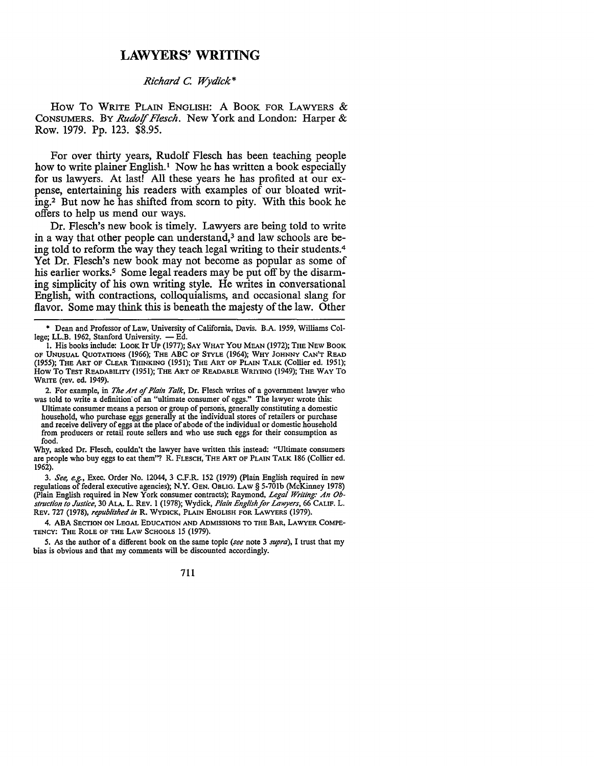# LAWYERS' WRITING

*Richard C. Wydick**

HOW TO WRITE PLAIN ENGLISH: A BOOK FOR LAWYERS & CONSUMERS. BY *Rudolf Flesch*. New York and London: Harper & Row. 1979. Pp. 123. $8.95.

For over thirty years, Rudolf Flesch has been teaching people how to write plainer English.[1] Now he has written a book especially for us lawyers. At last! All these years he has profited at our expense, entertaining his readers with examples of our bloated writing.[2] But now he has shifted from scorn to pity. With this book he offers to help us mend our ways.

Dr. Flesch's new book is timely. Lawyers are being told to write in a way that other people can understand,[3] and law schools are being told to reform the way they teach legal writing to their students.[4] Yet Dr. Flesch's new book may not become as popular as some of his earlier works.[5] Some legal readers may be put off by the disarming simplicity of his own writing style. He writes in conversational English, with contractions, colloquialisms, and occasional slang for flavor. Some may think this is beneath the majesty of the law. Other

---

\* Dean and Professor of Law, University of California, Davis. B.A. 1959, Williams College; LL.B. 1962, Stanford University. — Ed.

1. His books include: LOOK IT UP (1977); SAY WHAT YOU MEAN (1972); THE NEW BOOK OF UNUSUAL QUOTATIONS (1966); THE ABC OF STYLE (1964); WHY JOHNNY CAN'T READ (1955); THE ART OF CLEAR THINKING (1951); THE ART OF PLAIN TALK (Collier ed. 1951); HOW TO TEST READABILITY (1951); THE ART OF READABLE WRITING (1949); THE WAY TO WRITE (rev. ed. 1949).

2. For example, in *The Art of Plain Talk*, Dr. Flesch writes of a government lawyer who was told to write a definition of an "ultimate consumer of eggs." The lawyer wrote this:

> Ultimate consumer means a person or group of persons, generally constituting a domestic household, who purchase eggs generally at the individual stores of retailers or purchase and receive delivery of eggs at the place of abode of the individual or domestic household from producers or retail route sellers and who use such eggs for their consumption as food.

Why, asked Dr. Flesch, couldn't the lawyer have written this instead: "Ultimate consumers are people who buy eggs to eat them"? R. FLESCH, THE ART OF PLAIN TALK 186 (Collier ed. 1962).

3. *See, e.g.*, Exec. Order No. 12044, 3 C.F.R. 152 (1979) (Plain English required in new regulations of federal executive agencies); N.Y. GEN. OBLIG. LAW § 5-701b (McKinney 1978) (Plain English required in New York consumer contracts); Raymond, *Legal Writing: An Obstruction to Justice*, 30 ALA. L. REV. 1 (1978); Wydick, *Plain English for Lawyers*, 66 CALIF. L. REV. 727 (1978), *republished in* R. WYDICK, PLAIN ENGLISH FOR LAWYERS (1979).

4. ABA SECTION ON LEGAL EDUCATION AND ADMISSIONS TO THE BAR, LAWYER COMPETENCY: THE ROLE OF THE LAW SCHOOLS 15 (1979).

5. As the author of a different book on the same topic (*see* note 3 *supra*), I trust that my bias is obvious and that my comments will be discounted accordingly.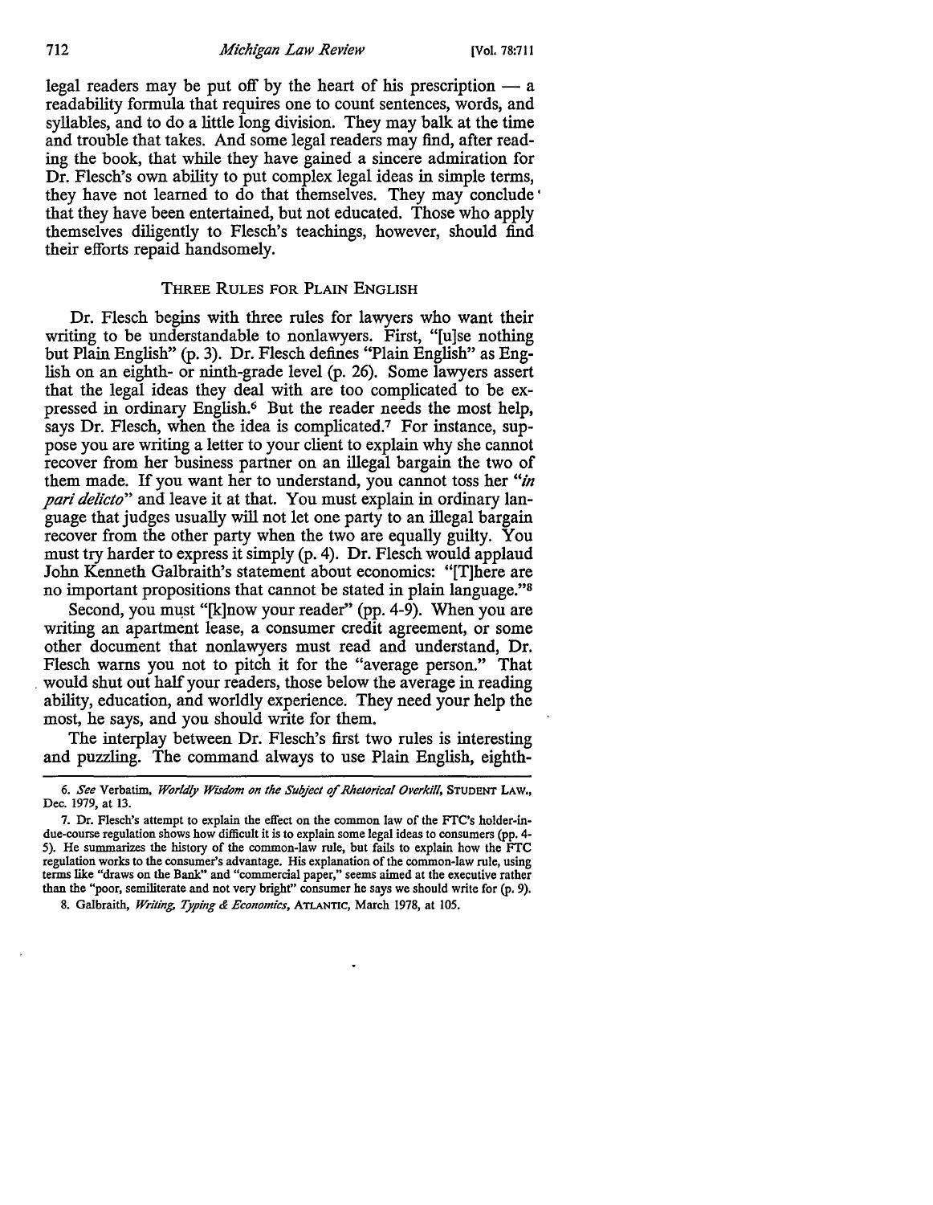legal readers may be put off by the heart of his prescription — a readability formula that requires one to count sentences, words, and syllables, and to do a little long division. They may balk at the time and trouble that takes. And some legal readers may find, after reading the book, that while they have gained a sincere admiration for Dr. Flesch's own ability to put complex legal ideas in simple terms, they have not learned to do that themselves. They may conclude that they have been entertained, but not educated. Those who apply themselves diligently to Flesch's teachings, however, should find their efforts repaid handsomely.

## THREE RULES FOR PLAIN ENGLISH

Dr. Flesch begins with three rules for lawyers who want their writing to be understandable to nonlawyers. First, "[u]se nothing but Plain English" (p. 3). Dr. Flesch defines "Plain English" as English on an eighth- or ninth-grade level (p. 26). Some lawyers assert that the legal ideas they deal with are too complicated to be expressed in ordinary English.[6] But the reader needs the most help, says Dr. Flesch, when the idea is complicated.[7] For instance, suppose you are writing a letter to your client to explain why she cannot recover from her business partner on an illegal bargain the two of them made. If you want her to understand, you cannot toss her "*in pari delicto*" and leave it at that. You must explain in ordinary language that judges usually will not let one party to an illegal bargain recover from the other party when the two are equally guilty. You must try harder to express it simply (p. 4). Dr. Flesch would applaud John Kenneth Galbraith's statement about economics: "[T]here are no important propositions that cannot be stated in plain language."[8]

Second, you must "[k]now your reader" (pp. 4-9). When you are writing an apartment lease, a consumer credit agreement, or some other document that nonlawyers must read and understand, Dr. Flesch warns you not to pitch it for the "average person." That would shut out half your readers, those below the average in reading ability, education, and worldly experience. They need your help the most, he says, and you should write for them.

The interplay between Dr. Flesch's first two rules is interesting and puzzling. The command always to use Plain English, eighth-

---

6. *See* Verbatim, *Worldly Wisdom on the Subject of Rhetorical Overkill*, STUDENT LAW., Dec. 1979, at 13.

7. Dr. Flesch's attempt to explain the effect on the common law of the FTC's holder-in-due-course regulation shows how difficult it is to explain some legal ideas to consumers (pp. 4-5). He summarizes the history of the common-law rule, but fails to explain how the FTC regulation works to the consumer's advantage. His explanation of the common-law rule, using terms like "draws on the Bank" and "commercial paper," seems aimed at the executive rather than the "poor, semiliterate and not very bright" consumer he says we should write for (p. 9).

8. Galbraith, *Writing, Typing & Economics*, ATLANTIC, March 1978, at 105.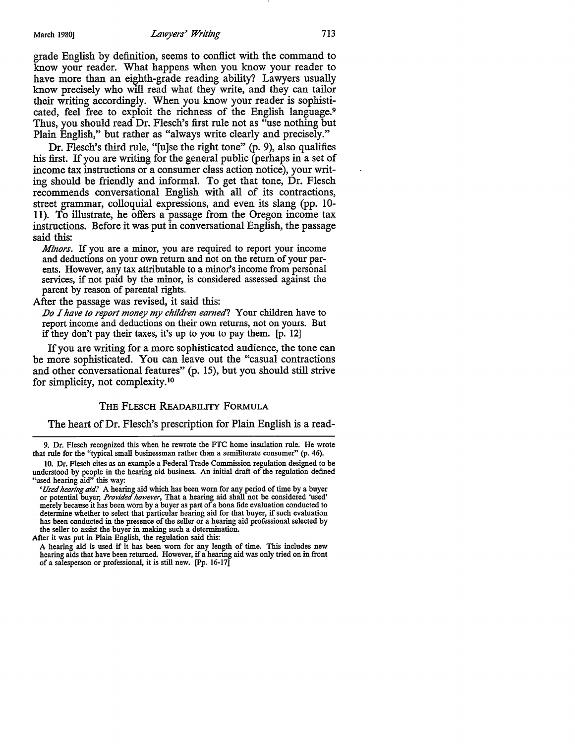grade English by definition, seems to conflict with the command to know your reader. What happens when you know your reader to have more than an eighth-grade reading ability? Lawyers usually know precisely who will read what they write, and they can tailor their writing accordingly. When you know your reader is sophisticated, feel free to exploit the richness of the English language.[9] Thus, you should read Dr. Flesch's first rule not as "use nothing but Plain English," but rather as "always write clearly and precisely."

Dr. Flesch's third rule, "[u]se the right tone" (p. 9), also qualifies his first. If you are writing for the general public (perhaps in a set of income tax instructions or a consumer class action notice), your writing should be friendly and informal. To get that tone, Dr. Flesch recommends conversational English with all of its contractions, street grammar, colloquial expressions, and even its slang (pp. 10-11). To illustrate, he offers a passage from the Oregon income tax instructions. Before it was put in conversational English, the passage said this:

> *Minors.* If you are a minor, you are required to report your income and deductions on your own return and not on the return of your parents. However, any tax attributable to a minor's income from personal services, if not paid by the minor, is considered assessed against the parent by reason of parental rights.

After the passage was revised, it said this:

> *Do I have to report money my children earned?* Your children have to report income and deductions on their own returns, not on yours. But if they don't pay their taxes, it's up to you to pay them. [p. 12]

If you are writing for a more sophisticated audience, the tone can be more sophisticated. You can leave out the "casual contractions and other conversational features" (p. 15), but you should still strive for simplicity, not complexity.[10]

## The Flesch Readability Formula

The heart of Dr. Flesch's prescription for Plain English is a read-

---

9. Dr. Flesch recognized this when he rewrote the FTC home insulation rule. He wrote that rule for the "typical small businessman rather than a semiliterate consumer" (p. 46).

10. Dr. Flesch cites as an example a Federal Trade Commission regulation designed to be understood by people in the hearing aid business. An initial draft of the regulation defined "used hearing aid" this way:

> '*Used hearing aid.*' A hearing aid which has been worn for any period of time by a buyer or potential buyer; *Provided however*, That a hearing aid shall not be considered 'used' merely because it has been worn by a buyer as part of a bona fide evaluation conducted to determine whether to select that particular hearing aid for that buyer, if such evaluation has been conducted in the presence of the seller or a hearing aid professional selected by the seller to assist the buyer in making such a determination.

After it was put in Plain English, the regulation said this:

> A hearing aid is used if it has been worn for any length of time. This includes new hearing aids that have been returned. However, if a hearing aid was only tried on in front of a salesperson or professional, it is still new. [Pp. 16-17]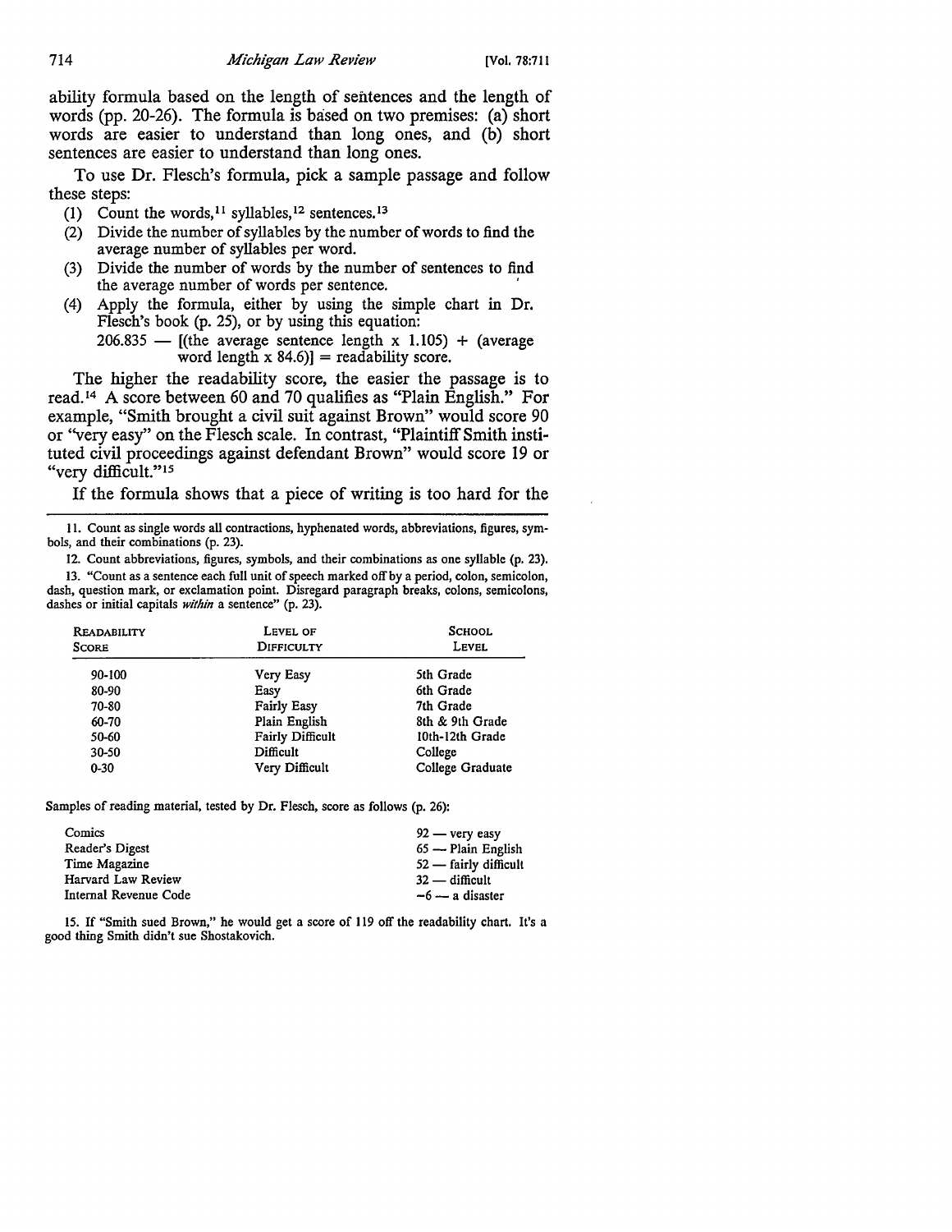ability formula based on the length of sentences and the length of words (pp. 20-26). The formula is based on two premises: (a) short words are easier to understand than long ones, and (b) short sentences are easier to understand than long ones.

To use Dr. Flesch's formula, pick a sample passage and follow these steps:

(1) Count the words,[11] syllables,[12] sentences.[13]
(2) Divide the number of syllables by the number of words to find the average number of syllables per word.
(3) Divide the number of words by the number of sentences to find the average number of words per sentence.
(4) Apply the formula, either by using the simple chart in Dr. Flesch's book (p. 25), or by using this equation:
206.835 — [(the average sentence length x 1.105) + (average word length x 84.6)] = readability score.

The higher the readability score, the easier the passage is to read.[14] A score between 60 and 70 qualifies as "Plain English." For example, "Smith brought a civil suit against Brown" would score 90 or "very easy" on the Flesch scale. In contrast, "Plaintiff Smith instituted civil proceedings against defendant Brown" would score 19 or "very difficult."[15]

If the formula shows that a piece of writing is too hard for the

---

11. Count as single words all contractions, hyphenated words, abbreviations, figures, symbols, and their combinations (p. 23).

12. Count abbreviations, figures, symbols, and their combinations as one syllable (p. 23).

13. "Count as a sentence each full unit of speech marked off by a period, colon, semicolon, dash, question mark, or exclamation point. Disregard paragraph breaks, colons, semicolons, dashes or initial capitals *within* a sentence" (p. 23).

| Readability Score | Level of Difficulty | School Level |
|---|---|---|
| 90-100 | Very Easy | 5th Grade |
| 80-90 | Easy | 6th Grade |
| 70-80 | Fairly Easy | 7th Grade |
| 60-70 | Plain English | 8th & 9th Grade |
| 50-60 | Fairly Difficult | 10th-12th Grade |
| 30-50 | Difficult | College |
| 0-30 | Very Difficult | College Graduate |

Samples of reading material, tested by Dr. Flesch, score as follows (p. 26):

| | |
|---|---|
| Comics | 92 — very easy |
| Reader's Digest | 65 — Plain English |
| Time Magazine | 52 — fairly difficult |
| Harvard Law Review | 32 — difficult |
| Internal Revenue Code | −6 — a disaster |

15. If "Smith sued Brown," he would get a score of 119 off the readability chart. It's a good thing Smith didn't sue Shostakovich.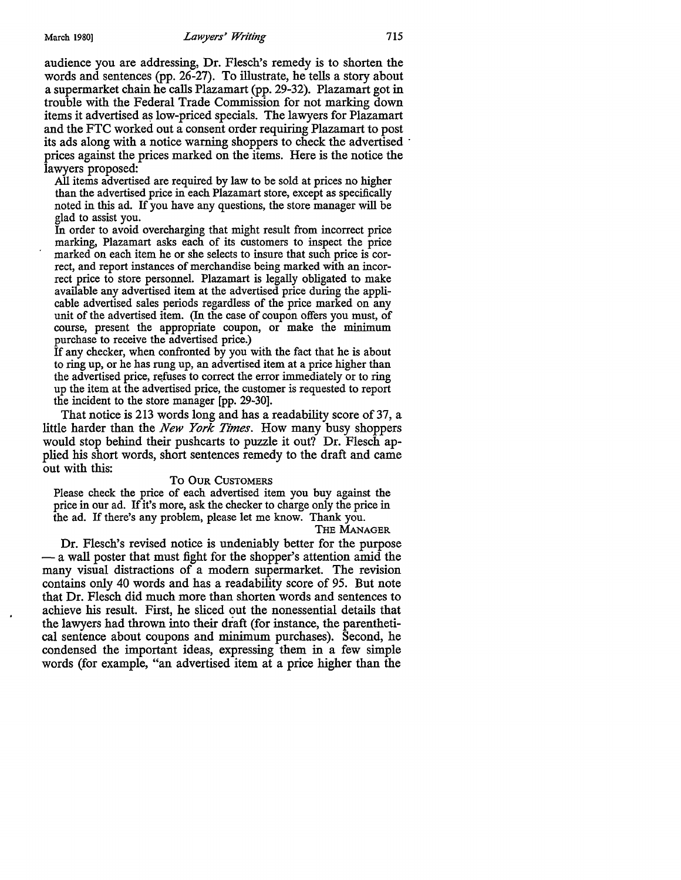audience you are addressing, Dr. Flesch's remedy is to shorten the words and sentences (pp. 26-27). To illustrate, he tells a story about a supermarket chain he calls Plazamart (pp. 29-32). Plazamart got in trouble with the Federal Trade Commission for not marking down items it advertised as low-priced specials. The lawyers for Plazamart and the FTC worked out a consent order requiring Plazamart to post its ads along with a notice warning shoppers to check the advertised prices against the prices marked on the items. Here is the notice the lawyers proposed:

> All items advertised are required by law to be sold at prices no higher than the advertised price in each Plazamart store, except as specifically noted in this ad. If you have any questions, the store manager will be glad to assist you.
>
> In order to avoid overcharging that might result from incorrect price marking, Plazamart asks each of its customers to inspect the price marked on each item he or she selects to insure that such price is correct, and report instances of merchandise being marked with an incorrect price to store personnel. Plazamart is legally obligated to make available any advertised item at the advertised price during the applicable advertised sales periods regardless of the price marked on any unit of the advertised item. (In the case of coupon offers you must, of course, present the appropriate coupon, or make the minimum purchase to receive the advertised price.)
>
> If any checker, when confronted by you with the fact that he is about to ring up, or he has rung up, an advertised item at a price higher than the advertised price, refuses to correct the error immediately or to ring up the item at the advertised price, the customer is requested to report the incident to the store manager [pp. 29-30].

That notice is 213 words long and has a readability score of 37, a little harder than the *New York Times*. How many busy shoppers would stop behind their pushcarts to puzzle it out? Dr. Flesch applied his short words, short sentences remedy to the draft and came out with this:

> TO OUR CUSTOMERS
>
> Please check the price of each advertised item you buy against the price in our ad. If it's more, ask the checker to charge only the price in the ad. If there's any problem, please let me know. Thank you.
>
> THE MANAGER

Dr. Flesch's revised notice is undeniably better for the purpose — a wall poster that must fight for the shopper's attention amid the many visual distractions of a modern supermarket. The revision contains only 40 words and has a readability score of 95. But note that Dr. Flesch did much more than shorten words and sentences to achieve his result. First, he sliced out the nonessential details that the lawyers had thrown into their draft (for instance, the parenthetical sentence about coupons and minimum purchases). Second, he condensed the important ideas, expressing them in a few simple words (for example, "an advertised item at a price higher than the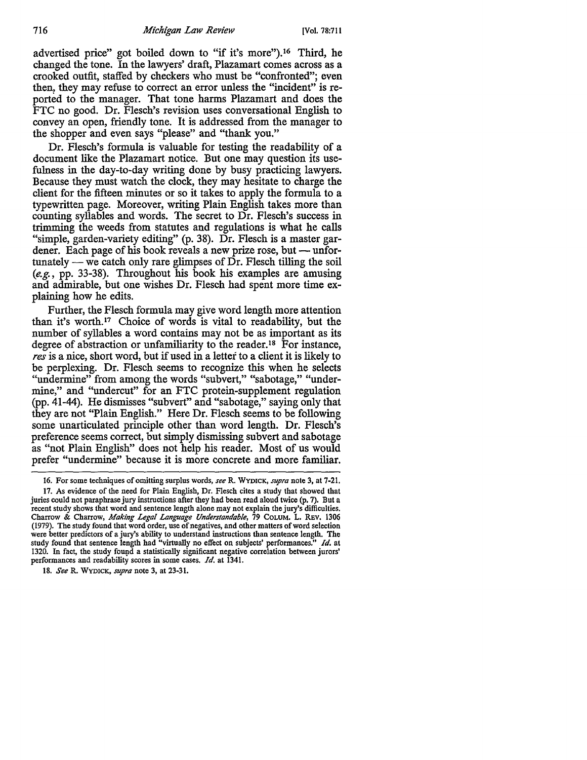advertised price" got boiled down to "if it's more").[16] Third, he changed the tone. In the lawyers' draft, Plazamart comes across as a crooked outfit, staffed by checkers who must be "confronted"; even then, they may refuse to correct an error unless the "incident" is reported to the manager. That tone harms Plazamart and does the FTC no good. Dr. Flesch's revision uses conversational English to convey an open, friendly tone. It is addressed from the manager to the shopper and even says "please" and "thank you."

Dr. Flesch's formula is valuable for testing the readability of a document like the Plazamart notice. But one may question its usefulness in the day-to-day writing done by busy practicing lawyers. Because they must watch the clock, they may hesitate to charge the client for the fifteen minutes or so it takes to apply the formula to a typewritten page. Moreover, writing Plain English takes more than counting syllables and words. The secret to Dr. Flesch's success in trimming the weeds from statutes and regulations is what he calls "simple, garden-variety editing" (p. 38). Dr. Flesch is a master gardener. Each page of his book reveals a new prize rose, but — unfortunately — we catch only rare glimpses of Dr. Flesch tilling the soil (*e.g.*, pp. 33-38). Throughout his book his examples are amusing and admirable, but one wishes Dr. Flesch had spent more time explaining how he edits.

Further, the Flesch formula may give word length more attention than it's worth.[17] Choice of words is vital to readability, but the number of syllables a word contains may not be as important as its degree of abstraction or unfamiliarity to the reader.[18] For instance, *res* is a nice, short word, but if used in a letter to a client it is likely to be perplexing. Dr. Flesch seems to recognize this when he selects "undermine" from among the words "subvert," "sabotage," "undermine," and "undercut" for an FTC protein-supplement regulation (pp. 41-44). He dismisses "subvert" and "sabotage," saying only that they are not "Plain English." Here Dr. Flesch seems to be following some unarticulated principle other than word length. Dr. Flesch's preference seems correct, but simply dismissing subvert and sabotage as "not Plain English" does not help his reader. Most of us would prefer "undermine" because it is more concrete and more familiar.

---

16. For some techniques of omitting surplus words, *see* R. WYDICK, *supra* note 3, at 7-21.

17. As evidence of the need for Plain English, Dr. Flesch cites a study that showed that juries could not paraphrase jury instructions after they had been read aloud twice (p. 7). But a recent study shows that word and sentence length alone may not explain the jury's difficulties. Charrow & Charrow, *Making Legal Language Understandable*, 79 COLUM. L. REV. 1306 (1979). The study found that word order, use of negatives, and other matters of word selection were better predictors of a jury's ability to understand instructions than sentence length. The study found that sentence length had "virtually no effect on subjects' performances." *Id.* at 1320. In fact, the study found a statistically significant negative correlation between jurors' performances and readability scores in some cases. *Id.* at 1341.

18. *See* R. WYDICK, *supra* note 3, at 23-31.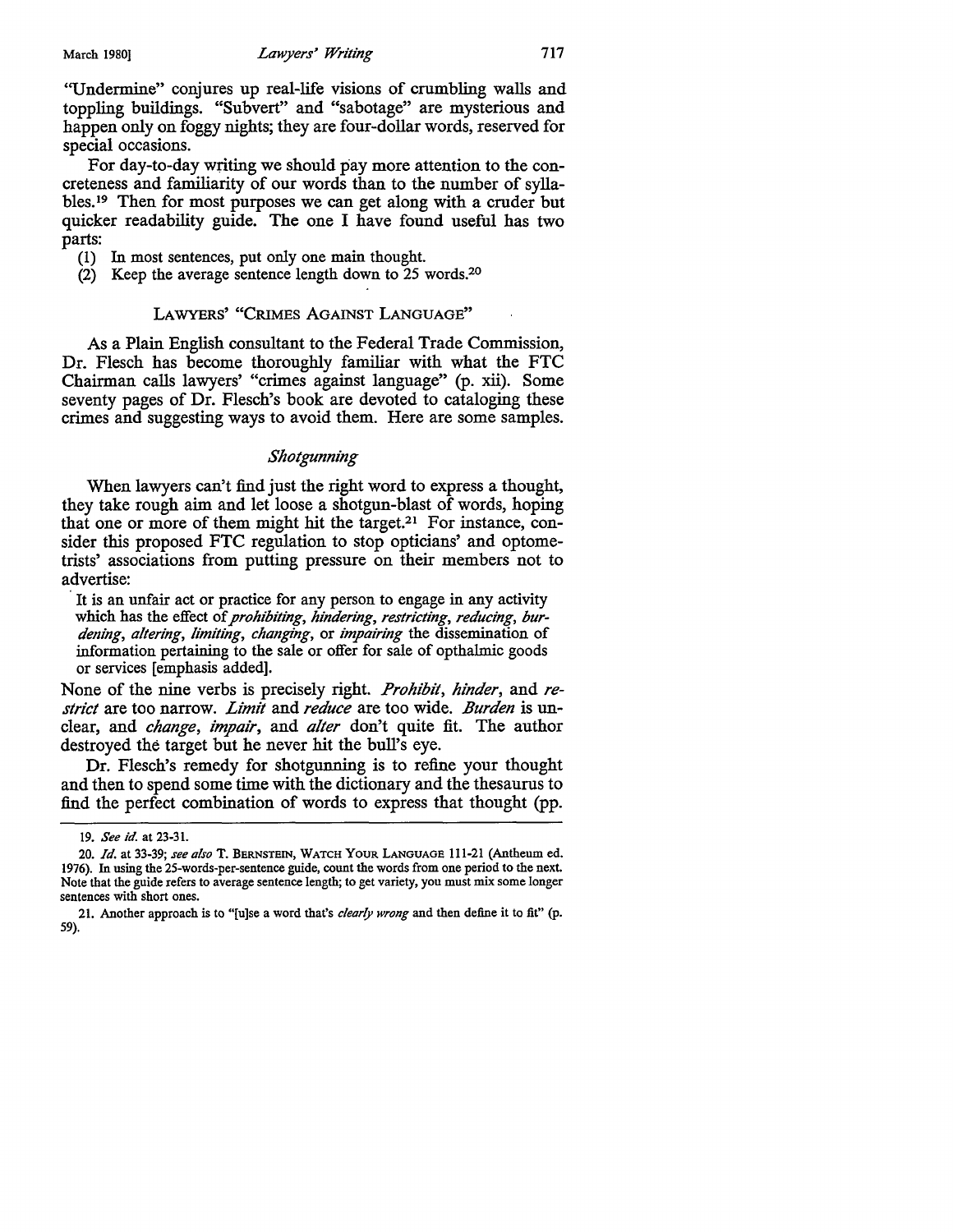"Undermine" conjures up real-life visions of crumbling walls and toppling buildings. "Subvert" and "sabotage" are mysterious and happen only on foggy nights; they are four-dollar words, reserved for special occasions.

For day-to-day writing we should pay more attention to the concreteness and familiarity of our words than to the number of syllables.[19] Then for most purposes we can get along with a cruder but quicker readability guide. The one I have found useful has two parts:

(1) In most sentences, put only one main thought.
(2) Keep the average sentence length down to 25 words.[20]

## LAWYERS' "CRIMES AGAINST LANGUAGE"

As a Plain English consultant to the Federal Trade Commission, Dr. Flesch has become thoroughly familiar with what the FTC Chairman calls lawyers' "crimes against language" (p. xii). Some seventy pages of Dr. Flesch's book are devoted to cataloging these crimes and suggesting ways to avoid them. Here are some samples.

### *Shotgunning*

When lawyers can't find just the right word to express a thought, they take rough aim and let loose a shotgun-blast of words, hoping that one or more of them might hit the target.[21] For instance, consider this proposed FTC regulation to stop opticians' and optometrists' associations from putting pressure on their members not to advertise:

> It is an unfair act or practice for any person to engage in any activity which has the effect of *prohibiting*, *hindering*, *restricting*, *reducing*, *burdening*, *altering*, *limiting*, *changing*, or *impairing* the dissemination of information pertaining to the sale or offer for sale of opthalmic goods or services [emphasis added].

None of the nine verbs is precisely right. *Prohibit*, *hinder*, and *restrict* are too narrow. *Limit* and *reduce* are too wide. *Burden* is unclear, and *change*, *impair*, and *alter* don't quite fit. The author destroyed the target but he never hit the bull's eye.

Dr. Flesch's remedy for shotgunning is to refine your thought and then to spend some time with the dictionary and the thesaurus to find the perfect combination of words to express that thought (pp.

---

19. *See id.* at 23-31.

20. *Id.* at 33-39; *see also* T. BERNSTEIN, WATCH YOUR LANGUAGE 111-21 (Antheum ed. 1976). In using the 25-words-per-sentence guide, count the words from one period to the next. Note that the guide refers to average sentence length; to get variety, you must mix some longer sentences with short ones.

21. Another approach is to "[u]se a word that's *clearly wrong* and then define it to fit" (p. 59).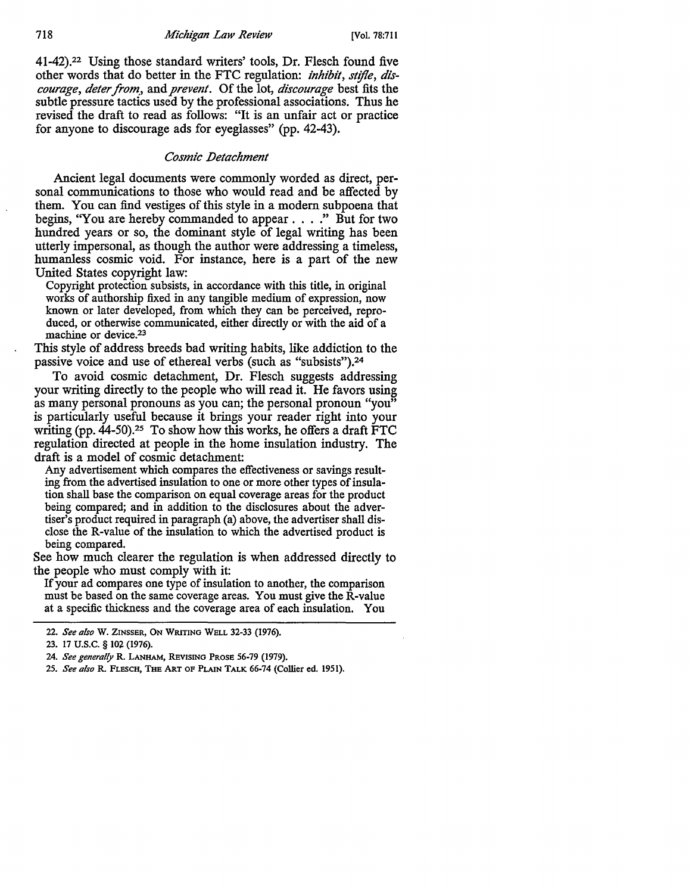41-42).[22] Using those standard writers' tools, Dr. Flesch found five other words that do better in the FTC regulation: *inhibit*, *stifle*, *discourage*, *deter from*, and *prevent*. Of the lot, *discourage* best fits the subtle pressure tactics used by the professional associations. Thus he revised the draft to read as follows: "It is an unfair act or practice for anyone to discourage ads for eyeglasses" (pp. 42-43).

### *Cosmic Detachment*

Ancient legal documents were commonly worded as direct, personal communications to those who would read and be affected by them. You can find vestiges of this style in a modern subpoena that begins, "You are hereby commanded to appear . . . ." But for two hundred years or so, the dominant style of legal writing has been utterly impersonal, as though the author were addressing a timeless, humanless cosmic void. For instance, here is a part of the new United States copyright law:

> Copyright protection subsists, in accordance with this title, in original works of authorship fixed in any tangible medium of expression, now known or later developed, from which they can be perceived, reproduced, or otherwise communicated, either directly or with the aid of a machine or device.[23]

This style of address breeds bad writing habits, like addiction to the passive voice and use of ethereal verbs (such as "subsists").[24]

To avoid cosmic detachment, Dr. Flesch suggests addressing your writing directly to the people who will read it. He favors using as many personal pronouns as you can; the personal pronoun "you" is particularly useful because it brings your reader right into your writing (pp. 44-50).[25] To show how this works, he offers a draft FTC regulation directed at people in the home insulation industry. The draft is a model of cosmic detachment:

> Any advertisement which compares the effectiveness or savings resulting from the advertised insulation to one or more other types of insulation shall base the comparison on equal coverage areas for the product being compared; and in addition to the disclosures about the advertiser's product required in paragraph (a) above, the advertiser shall disclose the R-value of the insulation to which the advertised product is being compared.

See how much clearer the regulation is when addressed directly to the people who must comply with it:

> If your ad compares one type of insulation to another, the comparison must be based on the same coverage areas. You must give the R-value at a specific thickness and the coverage area of each insulation. You

---

22. *See also* W. ZINSSER, ON WRITING WELL 32-33 (1976).

23. 17 U.S.C. § 102 (1976).

24. *See generally* R. LANHAM, REVISING PROSE 56-79 (1979).

25. *See also* R. FLESCH, THE ART OF PLAIN TALK 66-74 (Collier ed. 1951).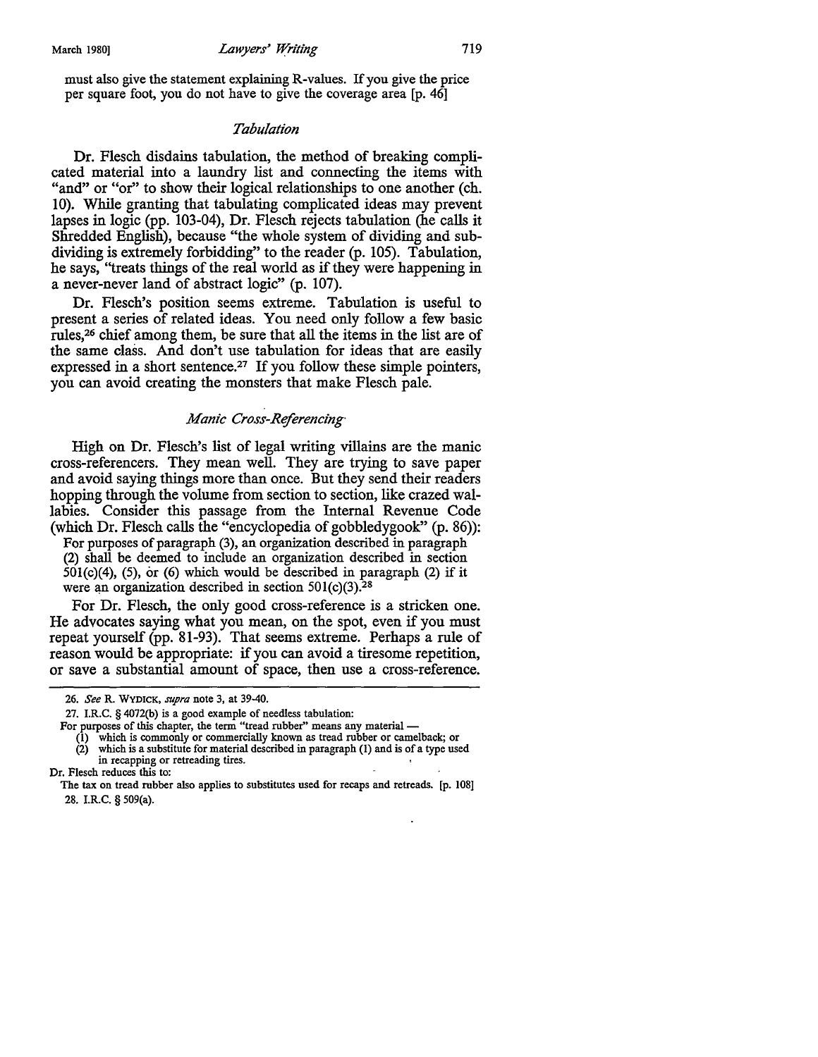must also give the statement explaining R-values. If you give the price per square foot, you do not have to give the coverage area [p. 46]

### *Tabulation*

Dr. Flesch disdains tabulation, the method of breaking complicated material into a laundry list and connecting the items with "and" or "or" to show their logical relationships to one another (ch. 10). While granting that tabulating complicated ideas may prevent lapses in logic (pp. 103-04), Dr. Flesch rejects tabulation (he calls it Shredded English), because "the whole system of dividing and subdividing is extremely forbidding" to the reader (p. 105). Tabulation, he says, "treats things of the real world as if they were happening in a never-never land of abstract logic" (p. 107).

Dr. Flesch's position seems extreme. Tabulation is useful to present a series of related ideas. You need only follow a few basic rules,[26] chief among them, be sure that all the items in the list are of the same class. And don't use tabulation for ideas that are easily expressed in a short sentence.[27] If you follow these simple pointers, you can avoid creating the monsters that make Flesch pale.

### *Manic Cross-Referencing*

High on Dr. Flesch's list of legal writing villains are the manic cross-referencers. They mean well. They are trying to save paper and avoid saying things more than once. But they send their readers hopping through the volume from section to section, like crazed wallabies. Consider this passage from the Internal Revenue Code (which Dr. Flesch calls the "encyclopedia of gobbledygook" (p. 86)):

> For purposes of paragraph (3), an organization described in paragraph (2) shall be deemed to include an organization described in section 501(c)(4), (5), or (6) which would be described in paragraph (2) if it were an organization described in section 501(c)(3).[28]

For Dr. Flesch, the only good cross-reference is a stricken one. He advocates saying what you mean, on the spot, even if you must repeat yourself (pp. 81-93). That seems extreme. Perhaps a rule of reason would be appropriate: if you can avoid a tiresome repetition, or save a substantial amount of space, then use a cross-reference.

---

26. *See* R. WYDICK, *supra* note 3, at 39-40.

27. I.R.C. § 4072(b) is a good example of needless tabulation:

> For purposes of this chapter, the term "tread rubber" means any material —
> (1) which is commonly or commercially known as tread rubber or camelback; or
> (2) which is a substitute for material described in paragraph (1) and is of a type used in recapping or retreading tires.

Dr. Flesch reduces this to:

> The tax on tread rubber also applies to substitutes used for recaps and retreads. [p. 108]

28. I.R.C. § 509(a).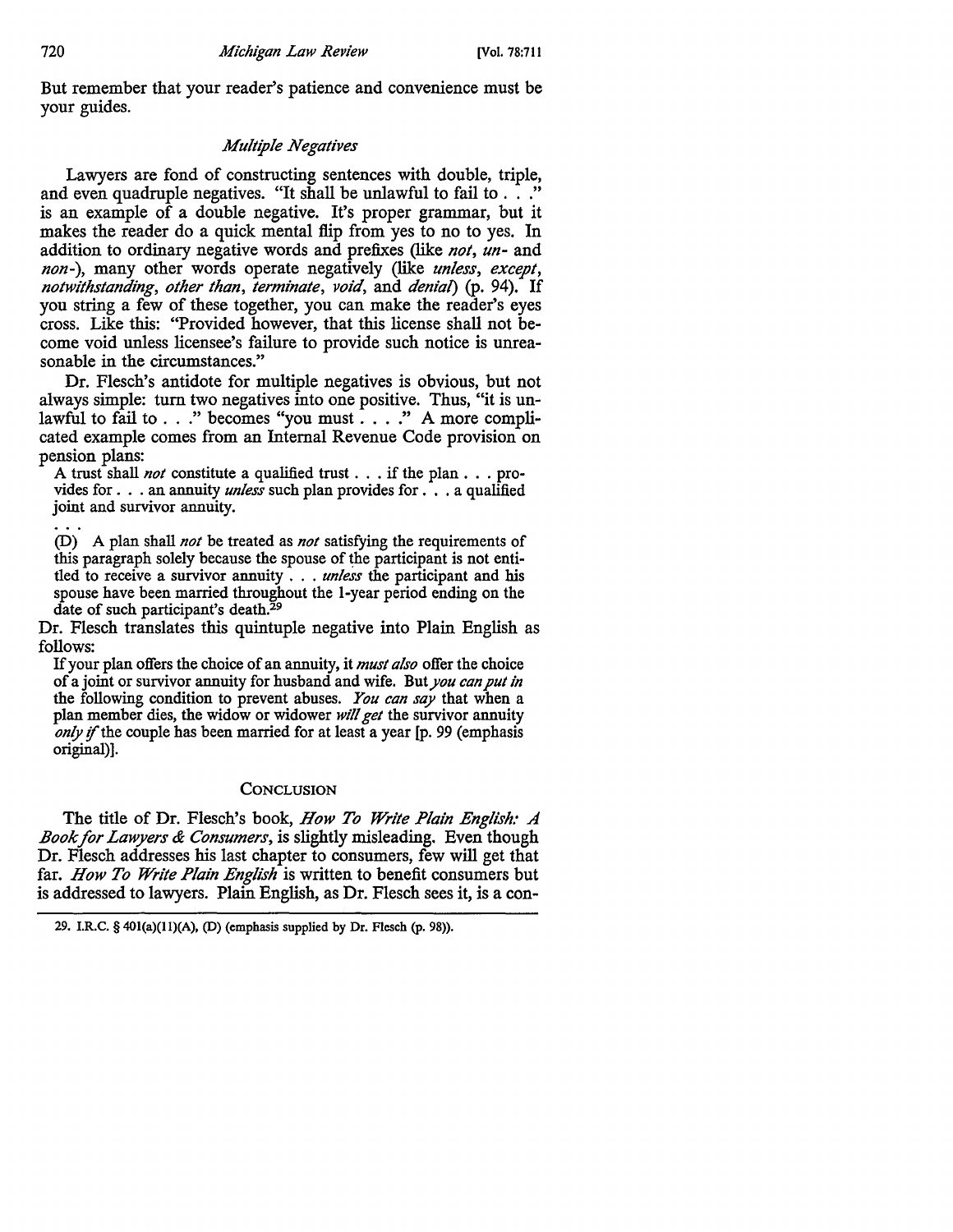But remember that your reader's patience and convenience must be your guides.

### *Multiple Negatives*

Lawyers are fond of constructing sentences with double, triple, and even quadruple negatives. "It shall be unlawful to fail to . . ." is an example of a double negative. It's proper grammar, but it makes the reader do a quick mental flip from yes to no to yes. In addition to ordinary negative words and prefixes (like *not*, *un-* and *non-*), many other words operate negatively (like *unless*, *except*, *notwithstanding*, *other than*, *terminate*, *void*, and *denial*) (p. 94). If you string a few of these together, you can make the reader's eyes cross. Like this: "Provided however, that this license shall not become void unless licensee's failure to provide such notice is unreasonable in the circumstances."

Dr. Flesch's antidote for multiple negatives is obvious, but not always simple: turn two negatives into one positive. Thus, "it is unlawful to fail to . . ." becomes "you must . . . ." A more complicated example comes from an Internal Revenue Code provision on pension plans:

> A trust shall *not* constitute a qualified trust . . . if the plan . . . provides for . . . an annuity *unless* such plan provides for . . . a qualified joint and survivor annuity.
>
> . . .
>
> (D) A plan shall *not* be treated as *not* satisfying the requirements of this paragraph solely because the spouse of the participant is not entitled to receive a survivor annuity . . . *unless* the participant and his spouse have been married throughout the 1-year period ending on the date of such participant's death.[29]

Dr. Flesch translates this quintuple negative into Plain English as follows:

> If your plan offers the choice of an annuity, it *must also* offer the choice of a joint or survivor annuity for husband and wife. But *you can put in* the following condition to prevent abuses. *You can say* that when a plan member dies, the widow or widower *will get* the survivor annuity *only if* the couple has been married for at least a year [p. 99 (emphasis original)].

## Conclusion

The title of Dr. Flesch's book, *How To Write Plain English: A Book for Lawyers & Consumers*, is slightly misleading. Even though Dr. Flesch addresses his last chapter to consumers, few will get that far. *How To Write Plain English* is written to benefit consumers but is addressed to lawyers. Plain English, as Dr. Flesch sees it, is a con-

---

29. I.R.C. § 401(a)(11)(A), (D) (emphasis supplied by Dr. Flesch (p. 98)).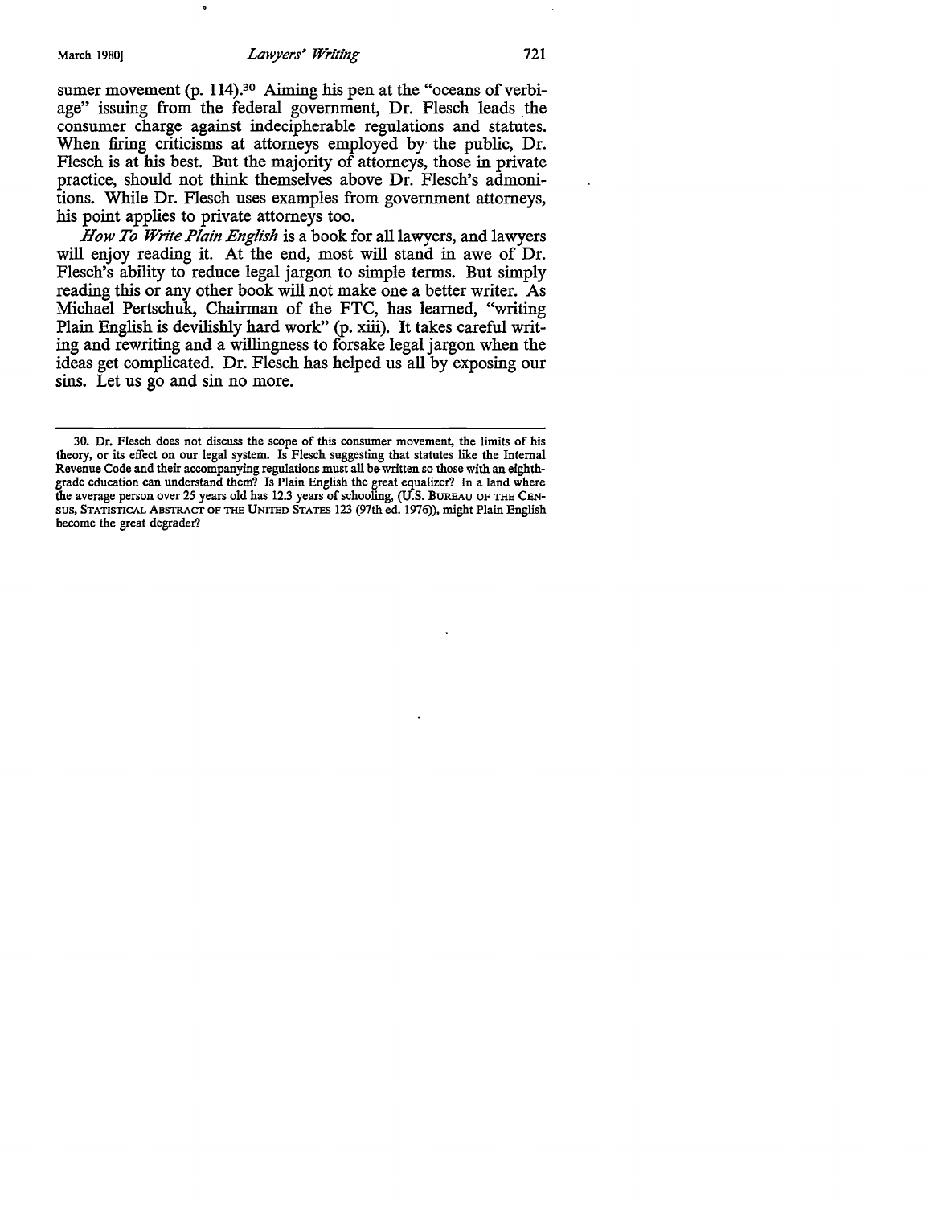sumer movement (p. 114).[30] Aiming his pen at the "oceans of verbiage" issuing from the federal government, Dr. Flesch leads the consumer charge against indecipherable regulations and statutes. When firing criticisms at attorneys employed by the public, Dr. Flesch is at his best. But the majority of attorneys, those in private practice, should not think themselves above Dr. Flesch's admonitions. While Dr. Flesch uses examples from government attorneys, his point applies to private attorneys too.

*How To Write Plain English* is a book for all lawyers, and lawyers will enjoy reading it. At the end, most will stand in awe of Dr. Flesch's ability to reduce legal jargon to simple terms. But simply reading this or any other book will not make one a better writer. As Michael Pertschuk, Chairman of the FTC, has learned, "writing Plain English is devilishly hard work" (p. xiii). It takes careful writing and rewriting and a willingness to forsake legal jargon when the ideas get complicated. Dr. Flesch has helped us all by exposing our sins. Let us go and sin no more.

---

30. Dr. Flesch does not discuss the scope of this consumer movement, the limits of his theory, or its effect on our legal system. Is Flesch suggesting that statutes like the Internal Revenue Code and their accompanying regulations must all be written so those with an eighth-grade education can understand them? Is Plain English the great equalizer? In a land where the average person over 25 years old has 12.3 years of schooling, (U.S. BUREAU OF THE CENSUS, STATISTICAL ABSTRACT OF THE UNITED STATES 123 (97th ed. 1976)), might Plain English become the great degrader?